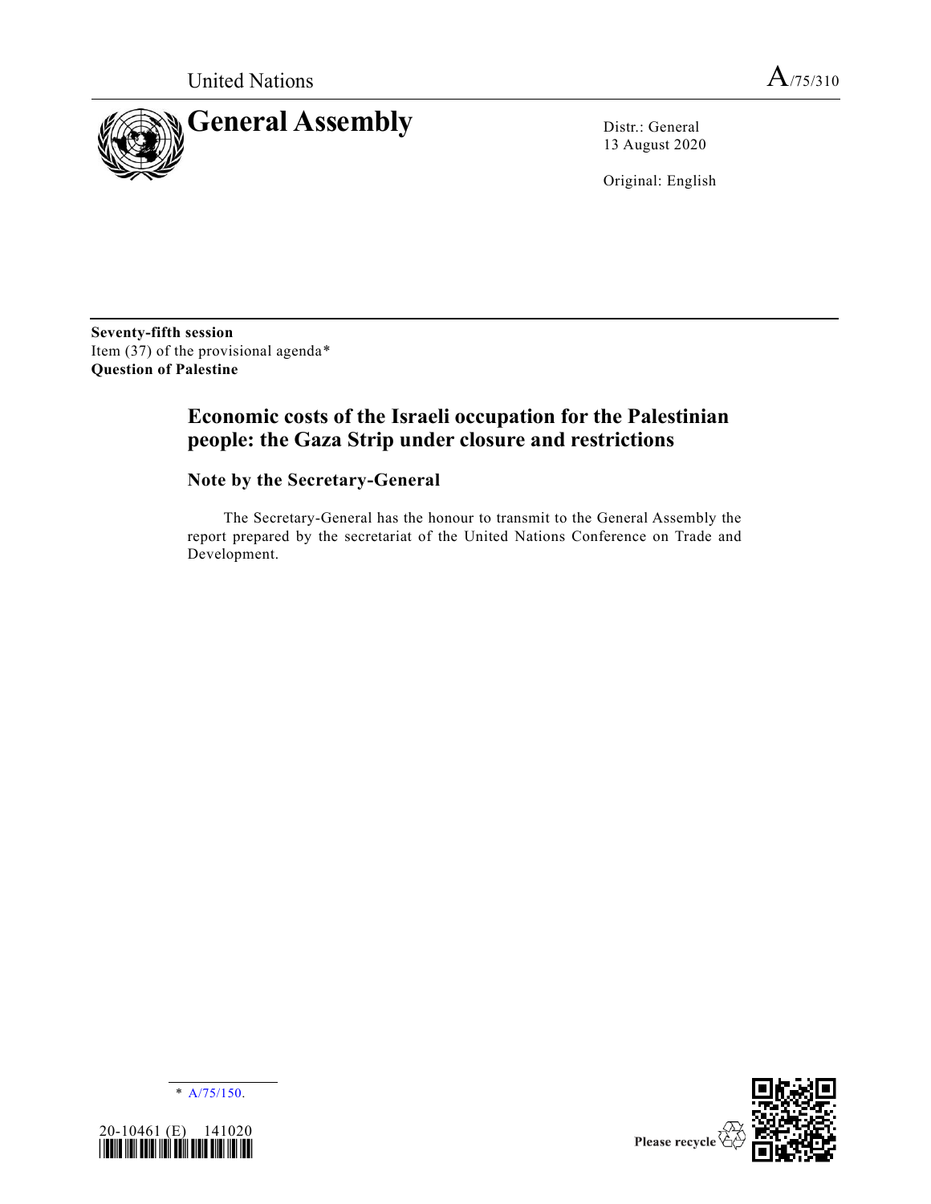United Nations A/75/310

# General Assembly

Distr.: General
13 August 2020

Original: English

**Seventy-fifth session**
Item (37) of the provisional agenda*
**Question of Palestine**

## Economic costs of the Israeli occupation for the Palestinian people: the Gaza Strip under closure and restrictions

### Note by the Secretary-General

The Secretary-General has the honour to transmit to the General Assembly the report prepared by the secretariat of the United Nations Conference on Trade and Development.

\* A/75/150.

20-10461 (E) 141020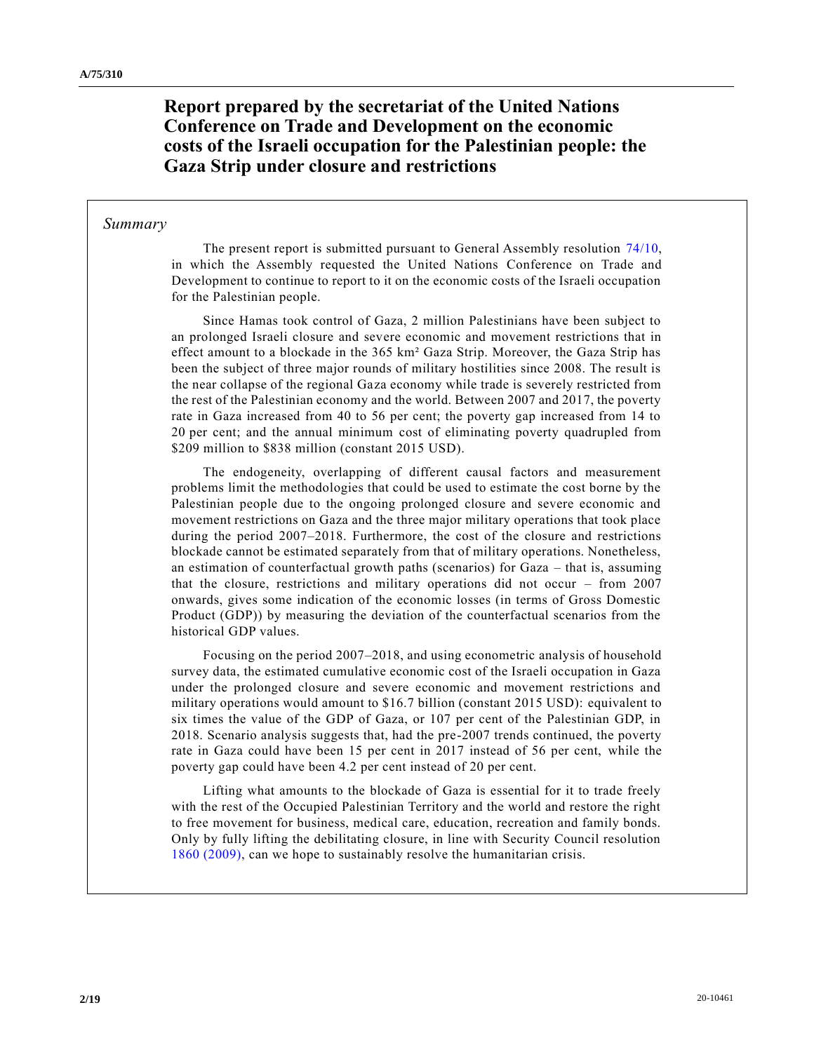# Report prepared by the secretariat of the United Nations Conference on Trade and Development on the economic costs of the Israeli occupation for the Palestinian people: the Gaza Strip under closure and restrictions

## *Summary*

The present report is submitted pursuant to General Assembly resolution 74/10, in which the Assembly requested the United Nations Conference on Trade and Development to continue to report to it on the economic costs of the Israeli occupation for the Palestinian people.

Since Hamas took control of Gaza, 2 million Palestinians have been subject to an prolonged Israeli closure and severe economic and movement restrictions that in effect amount to a blockade in the 365 km² Gaza Strip. Moreover, the Gaza Strip has been the subject of three major rounds of military hostilities since 2008. The result is the near collapse of the regional Gaza economy while trade is severely restricted from the rest of the Palestinian economy and the world. Between 2007 and 2017, the poverty rate in Gaza increased from 40 to 56 per cent; the poverty gap increased from 14 to 20 per cent; and the annual minimum cost of eliminating poverty quadrupled from \$209 million to \$838 million (constant 2015 USD).

The endogeneity, overlapping of different causal factors and measurement problems limit the methodologies that could be used to estimate the cost borne by the Palestinian people due to the ongoing prolonged closure and severe economic and movement restrictions on Gaza and the three major military operations that took place during the period 2007–2018. Furthermore, the cost of the closure and restrictions blockade cannot be estimated separately from that of military operations. Nonetheless, an estimation of counterfactual growth paths (scenarios) for Gaza – that is, assuming that the closure, restrictions and military operations did not occur – from 2007 onwards, gives some indication of the economic losses (in terms of Gross Domestic Product (GDP)) by measuring the deviation of the counterfactual scenarios from the historical GDP values.

Focusing on the period 2007–2018, and using econometric analysis of household survey data, the estimated cumulative economic cost of the Israeli occupation in Gaza under the prolonged closure and severe economic and movement restrictions and military operations would amount to \$16.7 billion (constant 2015 USD): equivalent to six times the value of the GDP of Gaza, or 107 per cent of the Palestinian GDP, in 2018. Scenario analysis suggests that, had the pre-2007 trends continued, the poverty rate in Gaza could have been 15 per cent in 2017 instead of 56 per cent, while the poverty gap could have been 4.2 per cent instead of 20 per cent.

Lifting what amounts to the blockade of Gaza is essential for it to trade freely with the rest of the Occupied Palestinian Territory and the world and restore the right to free movement for business, medical care, education, recreation and family bonds. Only by fully lifting the debilitating closure, in line with Security Council resolution 1860 (2009), can we hope to sustainably resolve the humanitarian crisis.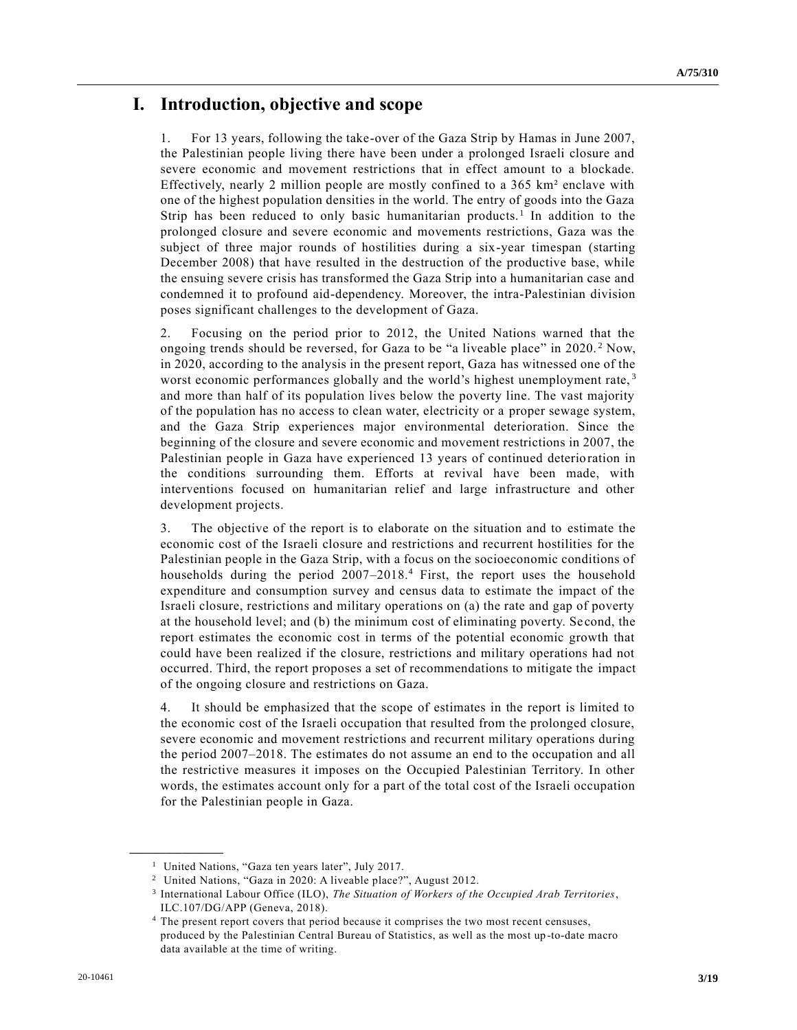# I. Introduction, objective and scope

1. For 13 years, following the take-over of the Gaza Strip by Hamas in June 2007, the Palestinian people living there have been under a prolonged Israeli closure and severe economic and movement restrictions that in effect amount to a blockade. Effectively, nearly 2 million people are mostly confined to a 365 km² enclave with one of the highest population densities in the world. The entry of goods into the Gaza Strip has been reduced to only basic humanitarian products.[1] In addition to the prolonged closure and severe economic and movements restrictions, Gaza was the subject of three major rounds of hostilities during a six-year timespan (starting December 2008) that have resulted in the destruction of the productive base, while the ensuing severe crisis has transformed the Gaza Strip into a humanitarian case and condemned it to profound aid-dependency. Moreover, the intra-Palestinian division poses significant challenges to the development of Gaza.

2. Focusing on the period prior to 2012, the United Nations warned that the ongoing trends should be reversed, for Gaza to be "a liveable place" in 2020.[2] Now, in 2020, according to the analysis in the present report, Gaza has witnessed one of the worst economic performances globally and the world's highest unemployment rate,[3] and more than half of its population lives below the poverty line. The vast majority of the population has no access to clean water, electricity or a proper sewage system, and the Gaza Strip experiences major environmental deterioration. Since the beginning of the closure and severe economic and movement restrictions in 2007, the Palestinian people in Gaza have experienced 13 years of continued deterioration in the conditions surrounding them. Efforts at revival have been made, with interventions focused on humanitarian relief and large infrastructure and other development projects.

3. The objective of the report is to elaborate on the situation and to estimate the economic cost of the Israeli closure and restrictions and recurrent hostilities for the Palestinian people in the Gaza Strip, with a focus on the socioeconomic conditions of households during the period 2007–2018.[4] First, the report uses the household expenditure and consumption survey and census data to estimate the impact of the Israeli closure, restrictions and military operations on (a) the rate and gap of poverty at the household level; and (b) the minimum cost of eliminating poverty. Second, the report estimates the economic cost in terms of the potential economic growth that could have been realized if the closure, restrictions and military operations had not occurred. Third, the report proposes a set of recommendations to mitigate the impact of the ongoing closure and restrictions on Gaza.

4. It should be emphasized that the scope of estimates in the report is limited to the economic cost of the Israeli occupation that resulted from the prolonged closure, severe economic and movement restrictions and recurrent military operations during the period 2007–2018. The estimates do not assume an end to the occupation and all the restrictive measures it imposes on the Occupied Palestinian Territory. In other words, the estimates account only for a part of the total cost of the Israeli occupation for the Palestinian people in Gaza.

---

[1] United Nations, "Gaza ten years later", July 2017.

[2] United Nations, "Gaza in 2020: A liveable place?", August 2012.

[3] International Labour Office (ILO), *The Situation of Workers of the Occupied Arab Territories*, ILC.107/DG/APP (Geneva, 2018).

[4] The present report covers that period because it comprises the two most recent censuses, produced by the Palestinian Central Bureau of Statistics, as well as the most up-to-date macro data available at the time of writing.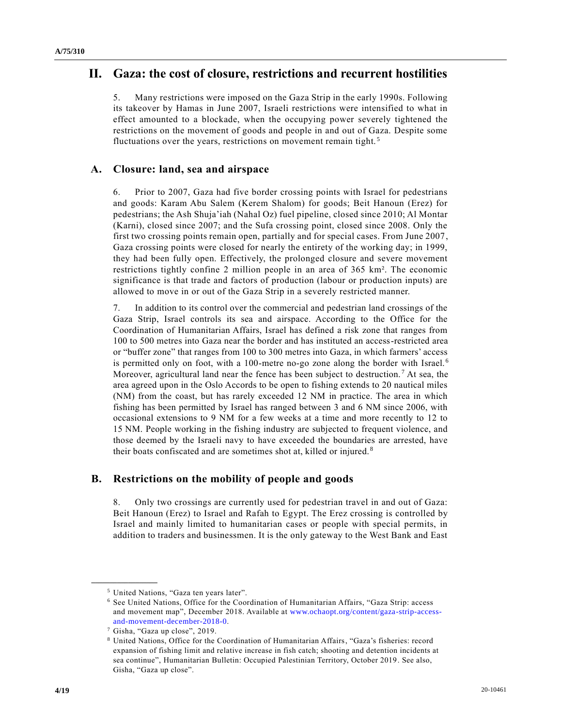## II. Gaza: the cost of closure, restrictions and recurrent hostilities

5. Many restrictions were imposed on the Gaza Strip in the early 1990s. Following its takeover by Hamas in June 2007, Israeli restrictions were intensified to what in effect amounted to a blockade, when the occupying power severely tightened the restrictions on the movement of goods and people in and out of Gaza. Despite some fluctuations over the years, restrictions on movement remain tight.[5]

### A. Closure: land, sea and airspace

6. Prior to 2007, Gaza had five border crossing points with Israel for pedestrians and goods: Karam Abu Salem (Kerem Shalom) for goods; Beit Hanoun (Erez) for pedestrians; the Ash Shuja'iah (Nahal Oz) fuel pipeline, closed since 2010; Al Montar (Karni), closed since 2007; and the Sufa crossing point, closed since 2008. Only the first two crossing points remain open, partially and for special cases. From June 2007, Gaza crossing points were closed for nearly the entirety of the working day; in 1999, they had been fully open. Effectively, the prolonged closure and severe movement restrictions tightly confine 2 million people in an area of 365 km². The economic significance is that trade and factors of production (labour or production inputs) are allowed to move in or out of the Gaza Strip in a severely restricted manner.

7. In addition to its control over the commercial and pedestrian land crossings of the Gaza Strip, Israel controls its sea and airspace. According to the Office for the Coordination of Humanitarian Affairs, Israel has defined a risk zone that ranges from 100 to 500 metres into Gaza near the border and has instituted an access-restricted area or "buffer zone" that ranges from 100 to 300 metres into Gaza, in which farmers' access is permitted only on foot, with a 100-metre no-go zone along the border with Israel.[6] Moreover, agricultural land near the fence has been subject to destruction.[7] At sea, the area agreed upon in the Oslo Accords to be open to fishing extends to 20 nautical miles (NM) from the coast, but has rarely exceeded 12 NM in practice. The area in which fishing has been permitted by Israel has ranged between 3 and 6 NM since 2006, with occasional extensions to 9 NM for a few weeks at a time and more recently to 12 to 15 NM. People working in the fishing industry are subjected to frequent violence, and those deemed by the Israeli navy to have exceeded the boundaries are arrested, have their boats confiscated and are sometimes shot at, killed or injured.[8]

### B. Restrictions on the mobility of people and goods

8. Only two crossings are currently used for pedestrian travel in and out of Gaza: Beit Hanoun (Erez) to Israel and Rafah to Egypt. The Erez crossing is controlled by Israel and mainly limited to humanitarian cases or people with special permits, in addition to traders and businessmen. It is the only gateway to the West Bank and East

---

[5] United Nations, "Gaza ten years later".

[6] See United Nations, Office for the Coordination of Humanitarian Affairs, "Gaza Strip: access and movement map", December 2018. Available at www.ochaopt.org/content/gaza-strip-access-and-movement-december-2018-0.

[7] Gisha, "Gaza up close", 2019.

[8] United Nations, Office for the Coordination of Humanitarian Affairs, "Gaza's fisheries: record expansion of fishing limit and relative increase in fish catch; shooting and detention incidents at sea continue", Humanitarian Bulletin: Occupied Palestinian Territory, October 2019. See also, Gisha, "Gaza up close".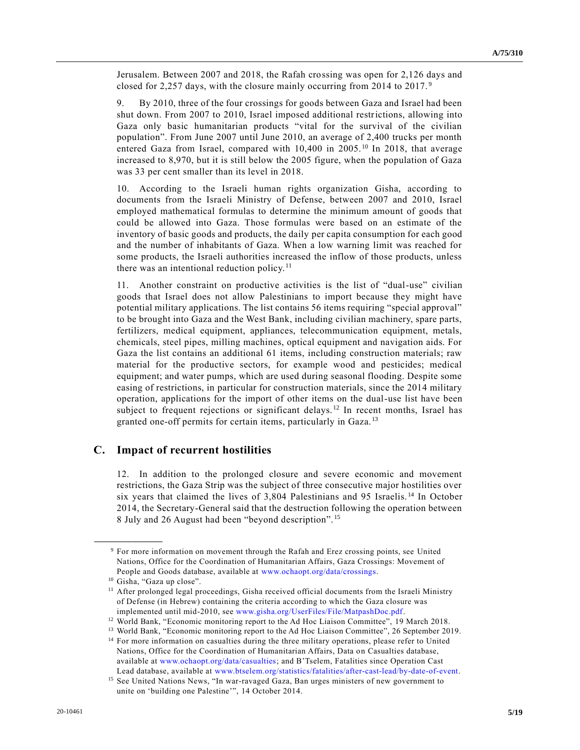Jerusalem. Between 2007 and 2018, the Rafah crossing was open for 2,126 days and closed for 2,257 days, with the closure mainly occurring from 2014 to 2017.[9]

9. By 2010, three of the four crossings for goods between Gaza and Israel had been shut down. From 2007 to 2010, Israel imposed additional restrictions, allowing into Gaza only basic humanitarian products "vital for the survival of the civilian population". From June 2007 until June 2010, an average of 2,400 trucks per month entered Gaza from Israel, compared with 10,400 in 2005.[10] In 2018, that average increased to 8,970, but it is still below the 2005 figure, when the population of Gaza was 33 per cent smaller than its level in 2018.

10. According to the Israeli human rights organization Gisha, according to documents from the Israeli Ministry of Defense, between 2007 and 2010, Israel employed mathematical formulas to determine the minimum amount of goods that could be allowed into Gaza. Those formulas were based on an estimate of the inventory of basic goods and products, the daily per capita consumption for each good and the number of inhabitants of Gaza. When a low warning limit was reached for some products, the Israeli authorities increased the inflow of those products, unless there was an intentional reduction policy.[11]

11. Another constraint on productive activities is the list of "dual-use" civilian goods that Israel does not allow Palestinians to import because they might have potential military applications. The list contains 56 items requiring "special approval" to be brought into Gaza and the West Bank, including civilian machinery, spare parts, fertilizers, medical equipment, appliances, telecommunication equipment, metals, chemicals, steel pipes, milling machines, optical equipment and navigation aids. For Gaza the list contains an additional 61 items, including construction materials; raw material for the productive sectors, for example wood and pesticides; medical equipment; and water pumps, which are used during seasonal flooding. Despite some easing of restrictions, in particular for construction materials, since the 2014 military operation, applications for the import of other items on the dual-use list have been subject to frequent rejections or significant delays.[12] In recent months, Israel has granted one-off permits for certain items, particularly in Gaza.[13]

## C. Impact of recurrent hostilities

12. In addition to the prolonged closure and severe economic and movement restrictions, the Gaza Strip was the subject of three consecutive major hostilities over six years that claimed the lives of 3,804 Palestinians and 95 Israelis.[14] In October 2014, the Secretary-General said that the destruction following the operation between 8 July and 26 August had been "beyond description".[15]

---

[9] For more information on movement through the Rafah and Erez crossing points, see United Nations, Office for the Coordination of Humanitarian Affairs, Gaza Crossings: Movement of People and Goods database, available at www.ochaopt.org/data/crossings.

[10] Gisha, "Gaza up close".

[11] After prolonged legal proceedings, Gisha received official documents from the Israeli Ministry of Defense (in Hebrew) containing the criteria according to which the Gaza closure was implemented until mid-2010, see www.gisha.org/UserFiles/File/MatpashDoc.pdf.

[12] World Bank, "Economic monitoring report to the Ad Hoc Liaison Committee", 19 March 2018.

[13] World Bank, "Economic monitoring report to the Ad Hoc Liaison Committee", 26 September 2019.

[14] For more information on casualties during the three military operations, please refer to United Nations, Office for the Coordination of Humanitarian Affairs, Data on Casualties database, available at www.ochaopt.org/data/casualties; and B'Tselem, Fatalities since Operation Cast Lead database, available at www.btselem.org/statistics/fatalities/after-cast-lead/by-date-of-event.

[15] See United Nations News, "In war-ravaged Gaza, Ban urges ministers of new government to unite on 'building one Palestine'", 14 October 2014.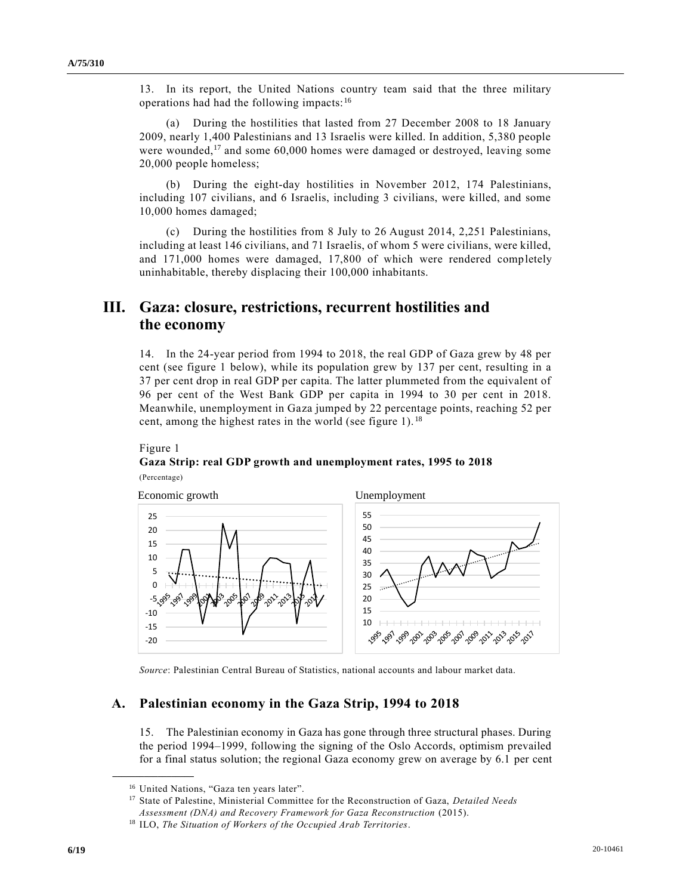13. In its report, the United Nations country team said that the three military operations had had the following impacts:[16]

(a) During the hostilities that lasted from 27 December 2008 to 18 January 2009, nearly 1,400 Palestinians and 13 Israelis were killed. In addition, 5,380 people were wounded,[17] and some 60,000 homes were damaged or destroyed, leaving some 20,000 people homeless;

(b) During the eight-day hostilities in November 2012, 174 Palestinians, including 107 civilians, and 6 Israelis, including 3 civilians, were killed, and some 10,000 homes damaged;

(c) During the hostilities from 8 July to 26 August 2014, 2,251 Palestinians, including at least 146 civilians, and 71 Israelis, of whom 5 were civilians, were killed, and 171,000 homes were damaged, 17,800 of which were rendered completely uninhabitable, thereby displacing their 100,000 inhabitants.

# III. Gaza: closure, restrictions, recurrent hostilities and the economy

14. In the 24-year period from 1994 to 2018, the real GDP of Gaza grew by 48 per cent (see figure 1 below), while its population grew by 137 per cent, resulting in a 37 per cent drop in real GDP per capita. The latter plummeted from the equivalent of 96 per cent of the West Bank GDP per capita in 1994 to 30 per cent in 2018. Meanwhile, unemployment in Gaza jumped by 22 percentage points, reaching 52 per cent, among the highest rates in the world (see figure 1).[18]

Figure 1
**Gaza Strip: real GDP growth and unemployment rates, 1995 to 2018**
(Percentage)

Economic growth

Unemployment

*Source*: Palestinian Central Bureau of Statistics, national accounts and labour market data.

## A. Palestinian economy in the Gaza Strip, 1994 to 2018

15. The Palestinian economy in Gaza has gone through three structural phases. During the period 1994–1999, following the signing of the Oslo Accords, optimism prevailed for a final status solution; the regional Gaza economy grew on average by 6.1 per cent

---

[16] United Nations, "Gaza ten years later".

[17] State of Palestine, Ministerial Committee for the Reconstruction of Gaza, *Detailed Needs Assessment (DNA) and Recovery Framework for Gaza Reconstruction* (2015).

[18] ILO, *The Situation of Workers of the Occupied Arab Territories*.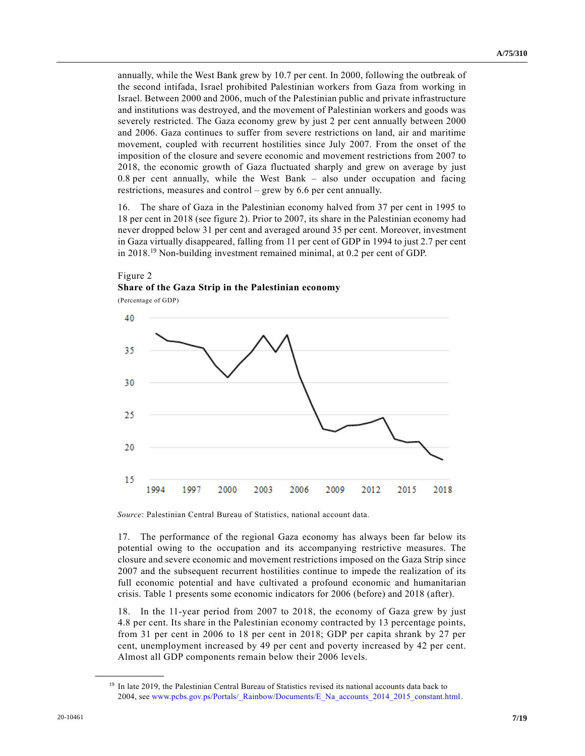annually, while the West Bank grew by 10.7 per cent. In 2000, following the outbreak of the second intifada, Israel prohibited Palestinian workers from Gaza from working in Israel. Between 2000 and 2006, much of the Palestinian public and private infrastructure and institutions was destroyed, and the movement of Palestinian workers and goods was severely restricted. The Gaza economy grew by just 2 per cent annually between 2000 and 2006. Gaza continues to suffer from severe restrictions on land, air and maritime movement, coupled with recurrent hostilities since July 2007. From the onset of the imposition of the closure and severe economic and movement restrictions from 2007 to 2018, the economic growth of Gaza fluctuated sharply and grew on average by just 0.8 per cent annually, while the West Bank – also under occupation and facing restrictions, measures and control – grew by 6.6 per cent annually.

16. The share of Gaza in the Palestinian economy halved from 37 per cent in 1995 to 18 per cent in 2018 (see figure 2). Prior to 2007, its share in the Palestinian economy had never dropped below 31 per cent and averaged around 35 per cent. Moreover, investment in Gaza virtually disappeared, falling from 11 per cent of GDP in 1994 to just 2.7 per cent in 2018.[19] Non-building investment remained minimal, at 0.2 per cent of GDP.

Figure 2
**Share of the Gaza Strip in the Palestinian economy**
(Percentage of GDP)

*Source*: Palestinian Central Bureau of Statistics, national account data.

17. The performance of the regional Gaza economy has always been far below its potential owing to the occupation and its accompanying restrictive measures. The closure and severe economic and movement restrictions imposed on the Gaza Strip since 2007 and the subsequent recurrent hostilities continue to impede the realization of its full economic potential and have cultivated a profound economic and humanitarian crisis. Table 1 presents some economic indicators for 2006 (before) and 2018 (after).

18. In the 11-year period from 2007 to 2018, the economy of Gaza grew by just 4.8 per cent. Its share in the Palestinian economy contracted by 13 percentage points, from 31 per cent in 2006 to 18 per cent in 2018; GDP per capita shrank by 27 per cent, unemployment increased by 49 per cent and poverty increased by 42 per cent. Almost all GDP components remain below their 2006 levels.

[19] In late 2019, the Palestinian Central Bureau of Statistics revised its national accounts data back to 2004, see www.pcbs.gov.ps/Portals/_Rainbow/Documents/E_Na_accounts_2014_2015_constant.html.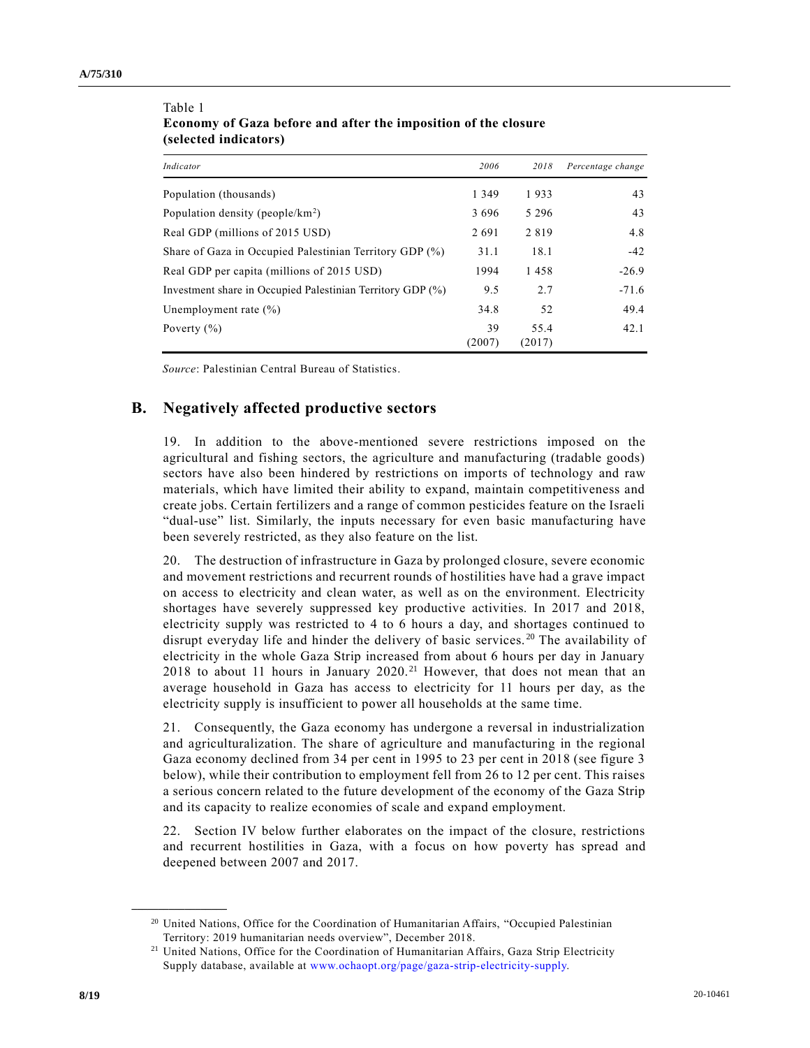Table 1
**Economy of Gaza before and after the imposition of the closure (selected indicators)**

| *Indicator* | *2006* | *2018* | *Percentage change* |
|---|---|---|---|
| Population (thousands) | 1 349 | 1 933 | 43 |
| Population density (people/km$^2$) | 3 696 | 5 296 | 43 |
| Real GDP (millions of 2015 USD) | 2 691 | 2 819 | 4.8 |
| Share of Gaza in Occupied Palestinian Territory GDP (%) | 31.1 | 18.1 | -42 |
| Real GDP per capita (millions of 2015 USD) | 1994 | 1 458 | -26.9 |
| Investment share in Occupied Palestinian Territory GDP (%) | 9.5 | 2.7 | -71.6 |
| Unemployment rate (%) | 34.8 | 52 | 49.4 |
| Poverty (%) | 39 (2007) | 55.4 (2017) | 42.1 |

*Source*: Palestinian Central Bureau of Statistics.

## B. Negatively affected productive sectors

19. In addition to the above-mentioned severe restrictions imposed on the agricultural and fishing sectors, the agriculture and manufacturing (tradable goods) sectors have also been hindered by restrictions on imports of technology and raw materials, which have limited their ability to expand, maintain competitiveness and create jobs. Certain fertilizers and a range of common pesticides feature on the Israeli "dual-use" list. Similarly, the inputs necessary for even basic manufacturing have been severely restricted, as they also feature on the list.

20. The destruction of infrastructure in Gaza by prolonged closure, severe economic and movement restrictions and recurrent rounds of hostilities have had a grave impact on access to electricity and clean water, as well as on the environment. Electricity shortages have severely suppressed key productive activities. In 2017 and 2018, electricity supply was restricted to 4 to 6 hours a day, and shortages continued to disrupt everyday life and hinder the delivery of basic services.[20] The availability of electricity in the whole Gaza Strip increased from about 6 hours per day in January 2018 to about 11 hours in January 2020.[21] However, that does not mean that an average household in Gaza has access to electricity for 11 hours per day, as the electricity supply is insufficient to power all households at the same time.

21. Consequently, the Gaza economy has undergone a reversal in industrialization and agriculturalization. The share of agriculture and manufacturing in the regional Gaza economy declined from 34 per cent in 1995 to 23 per cent in 2018 (see figure 3 below), while their contribution to employment fell from 26 to 12 per cent. This raises a serious concern related to the future development of the economy of the Gaza Strip and its capacity to realize economies of scale and expand employment.

22. Section IV below further elaborates on the impact of the closure, restrictions and recurrent hostilities in Gaza, with a focus on how poverty has spread and deepened between 2007 and 2017.

---

[20] United Nations, Office for the Coordination of Humanitarian Affairs, "Occupied Palestinian Territory: 2019 humanitarian needs overview", December 2018.

[21] United Nations, Office for the Coordination of Humanitarian Affairs, Gaza Strip Electricity Supply database, available at www.ochaopt.org/page/gaza-strip-electricity-supply.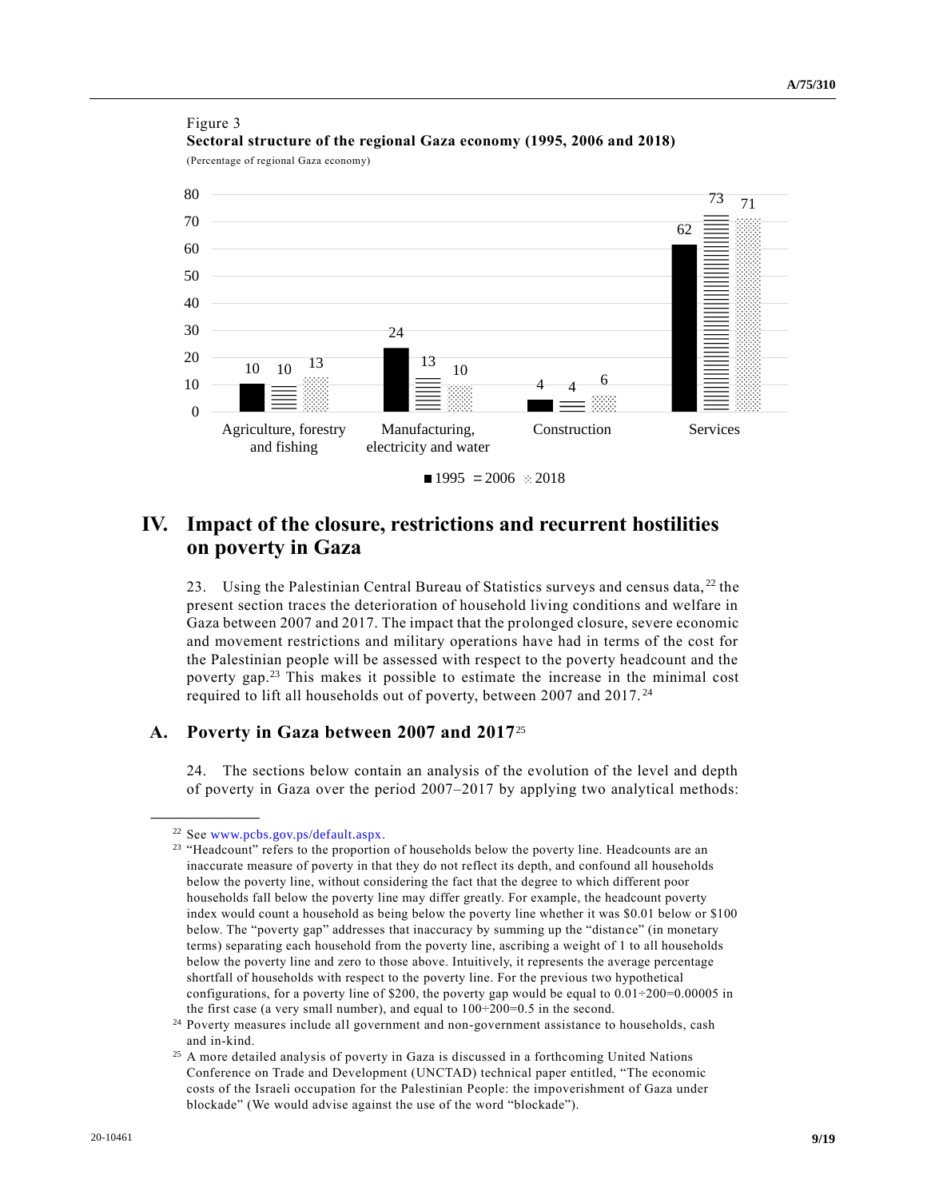Figure 3

**Sectoral structure of the regional Gaza economy (1995, 2006 and 2018)**

(Percentage of regional Gaza economy)

| | 1995 | 2006 | 2018 |
|---|---|---|---|
| Agriculture, forestry and fishing | 10 | 10 | 13 |
| Manufacturing, electricity and water | 24 | 13 | 10 |
| Construction | 4 | 4 | 6 |
| Services | 62 | 73 | 71 |

# IV. Impact of the closure, restrictions and recurrent hostilities on poverty in Gaza

23. Using the Palestinian Central Bureau of Statistics surveys and census data,[22] the present section traces the deterioration of household living conditions and welfare in Gaza between 2007 and 2017. The impact that the prolonged closure, severe economic and movement restrictions and military operations have had in terms of the cost for the Palestinian people will be assessed with respect to the poverty headcount and the poverty gap.[23] This makes it possible to estimate the increase in the minimal cost required to lift all households out of poverty, between 2007 and 2017.[24]

## A. Poverty in Gaza between 2007 and 2017[25]

24. The sections below contain an analysis of the evolution of the level and depth of poverty in Gaza over the period 2007–2017 by applying two analytical methods:

---

[22] See www.pcbs.gov.ps/default.aspx.

[23] "Headcount" refers to the proportion of households below the poverty line. Headcounts are an inaccurate measure of poverty in that they do not reflect its depth, and confound all households below the poverty line, without considering the fact that the degree to which different poor households fall below the poverty line may differ greatly. For example, the headcount poverty index would count a household as being below the poverty line whether it was $0.01 below or $100 below. The "poverty gap" addresses that inaccuracy by summing up the "distance" (in monetary terms) separating each household from the poverty line, ascribing a weight of 1 to all households below the poverty line and zero to those above. Intuitively, it represents the average percentage shortfall of households with respect to the poverty line. For the previous two hypothetical configurations, for a poverty line of $200, the poverty gap would be equal to 0.01÷200=0.00005 in the first case (a very small number), and equal to 100÷200=0.5 in the second.

[24] Poverty measures include all government and non-government assistance to households, cash and in-kind.

[25] A more detailed analysis of poverty in Gaza is discussed in a forthcoming United Nations Conference on Trade and Development (UNCTAD) technical paper entitled, "The economic costs of the Israeli occupation for the Palestinian People: the impoverishment of Gaza under blockade" (We would advise against the use of the word "blockade").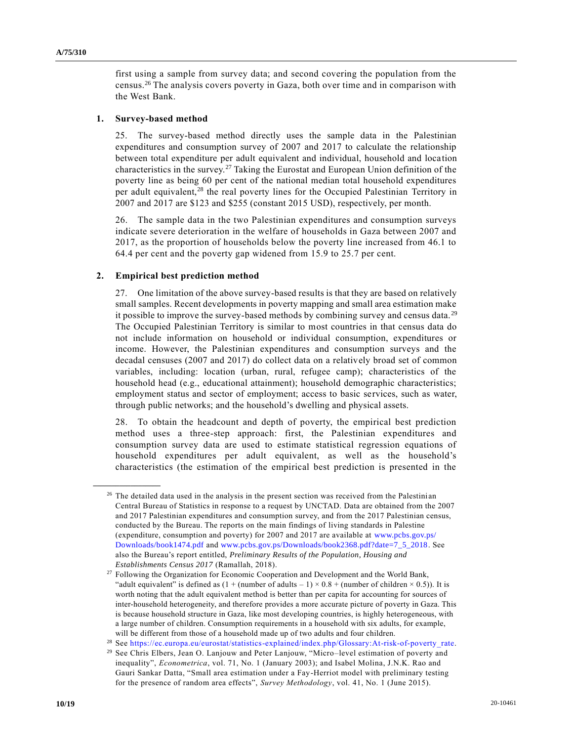first using a sample from survey data; and second covering the population from the census.[26] The analysis covers poverty in Gaza, both over time and in comparison with the West Bank.

### 1. Survey-based method

25. The survey-based method directly uses the sample data in the Palestinian expenditures and consumption survey of 2007 and 2017 to calculate the relationship between total expenditure per adult equivalent and individual, household and location characteristics in the survey.[27] Taking the Eurostat and European Union definition of the poverty line as being 60 per cent of the national median total household expenditures per adult equivalent,[28] the real poverty lines for the Occupied Palestinian Territory in 2007 and 2017 are $123 and $255 (constant 2015 USD), respectively, per month.

26. The sample data in the two Palestinian expenditures and consumption surveys indicate severe deterioration in the welfare of households in Gaza between 2007 and 2017, as the proportion of households below the poverty line increased from 46.1 to 64.4 per cent and the poverty gap widened from 15.9 to 25.7 per cent.

### 2. Empirical best prediction method

27. One limitation of the above survey-based results is that they are based on relatively small samples. Recent developments in poverty mapping and small area estimation make it possible to improve the survey-based methods by combining survey and census data.[29] The Occupied Palestinian Territory is similar to most countries in that census data do not include information on household or individual consumption, expenditures or income. However, the Palestinian expenditures and consumption surveys and the decadal censuses (2007 and 2017) do collect data on a relatively broad set of common variables, including: location (urban, rural, refugee camp); characteristics of the household head (e.g., educational attainment); household demographic characteristics; employment status and sector of employment; access to basic services, such as water, through public networks; and the household's dwelling and physical assets.

28. To obtain the headcount and depth of poverty, the empirical best prediction method uses a three-step approach: first, the Palestinian expenditures and consumption survey data are used to estimate statistical regression equations of household expenditures per adult equivalent, as well as the household's characteristics (the estimation of the empirical best prediction is presented in the

---

[26] The detailed data used in the analysis in the present section was received from the Palestinian Central Bureau of Statistics in response to a request by UNCTAD. Data are obtained from the 2007 and 2017 Palestinian expenditures and consumption survey, and from the 2017 Palestinian census, conducted by the Bureau. The reports on the main findings of living standards in Palestine (expenditure, consumption and poverty) for 2007 and 2017 are available at www.pcbs.gov.ps/Downloads/book1474.pdf and www.pcbs.gov.ps/Downloads/book2368.pdf?date=7_5_2018. See also the Bureau's report entitled, *Preliminary Results of the Population, Housing and Establishments Census 2017* (Ramallah, 2018).

[27] Following the Organization for Economic Cooperation and Development and the World Bank, "adult equivalent" is defined as (1 + (number of adults – 1) × 0.8 + (number of children × 0.5)). It is worth noting that the adult equivalent method is better than per capita for accounting for sources of inter-household heterogeneity, and therefore provides a more accurate picture of poverty in Gaza. This is because household structure in Gaza, like most developing countries, is highly heterogeneous, with a large number of children. Consumption requirements in a household with six adults, for example, will be different from those of a household made up of two adults and four children.

[28] See https://ec.europa.eu/eurostat/statistics-explained/index.php/Glossary:At-risk-of-poverty_rate.

[29] See Chris Elbers, Jean O. Lanjouw and Peter Lanjouw, "Micro–level estimation of poverty and inequality", *Econometrica*, vol. 71, No. 1 (January 2003); and Isabel Molina, J.N.K. Rao and Gauri Sankar Datta, "Small area estimation under a Fay-Herriot model with preliminary testing for the presence of random area effects", *Survey Methodology*, vol. 41, No. 1 (June 2015).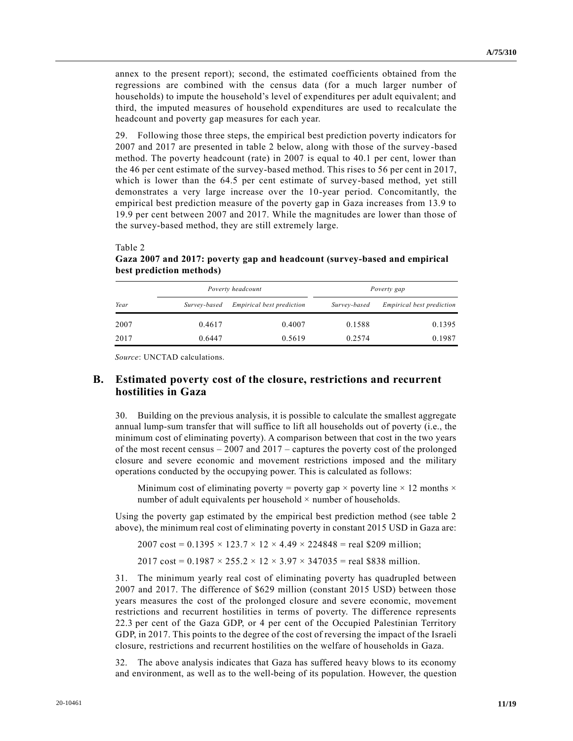annex to the present report); second, the estimated coefficients obtained from the regressions are combined with the census data (for a much larger number of households) to impute the household's level of expenditures per adult equivalent; and third, the imputed measures of household expenditures are used to recalculate the headcount and poverty gap measures for each year.

29. Following those three steps, the empirical best prediction poverty indicators for 2007 and 2017 are presented in table 2 below, along with those of the survey-based method. The poverty headcount (rate) in 2007 is equal to 40.1 per cent, lower than the 46 per cent estimate of the survey-based method. This rises to 56 per cent in 2017, which is lower than the 64.5 per cent estimate of survey-based method, yet still demonstrates a very large increase over the 10-year period. Concomitantly, the empirical best prediction measure of the poverty gap in Gaza increases from 13.9 to 19.9 per cent between 2007 and 2017. While the magnitudes are lower than those of the survey-based method, they are still extremely large.

Table 2
**Gaza 2007 and 2017: poverty gap and headcount (survey-based and empirical best prediction methods)**

| | *Poverty headcount* | | *Poverty gap* | |
|---|---|---|---|---|
| *Year* | *Survey-based* | *Empirical best prediction* | *Survey-based* | *Empirical best prediction* |
| 2007 | 0.4617 | 0.4007 | 0.1588 | 0.1395 |
| 2017 | 0.6447 | 0.5619 | 0.2574 | 0.1987 |

*Source*: UNCTAD calculations.

## B. Estimated poverty cost of the closure, restrictions and recurrent hostilities in Gaza

30. Building on the previous analysis, it is possible to calculate the smallest aggregate annual lump-sum transfer that will suffice to lift all households out of poverty (i.e., the minimum cost of eliminating poverty). A comparison between that cost in the two years of the most recent census – 2007 and 2017 – captures the poverty cost of the prolonged closure and severe economic and movement restrictions imposed and the military operations conducted by the occupying power. This is calculated as follows:

> Minimum cost of eliminating poverty = poverty gap × poverty line × 12 months × number of adult equivalents per household × number of households.

Using the poverty gap estimated by the empirical best prediction method (see table 2 above), the minimum real cost of eliminating poverty in constant 2015 USD in Gaza are:

> 2007 cost = 0.1395 × 123.7 × 12 × 4.49 × 224848 = real \$209 million;
>
> 2017 cost = 0.1987 × 255.2 × 12 × 3.97 × 347035 = real \$838 million.

31. The minimum yearly real cost of eliminating poverty has quadrupled between 2007 and 2017. The difference of \$629 million (constant 2015 USD) between those years measures the cost of the prolonged closure and severe economic, movement restrictions and recurrent hostilities in terms of poverty. The difference represents 22.3 per cent of the Gaza GDP, or 4 per cent of the Occupied Palestinian Territory GDP, in 2017. This points to the degree of the cost of reversing the impact of the Israeli closure, restrictions and recurrent hostilities on the welfare of households in Gaza.

32. The above analysis indicates that Gaza has suffered heavy blows to its economy and environment, as well as to the well-being of its population. However, the question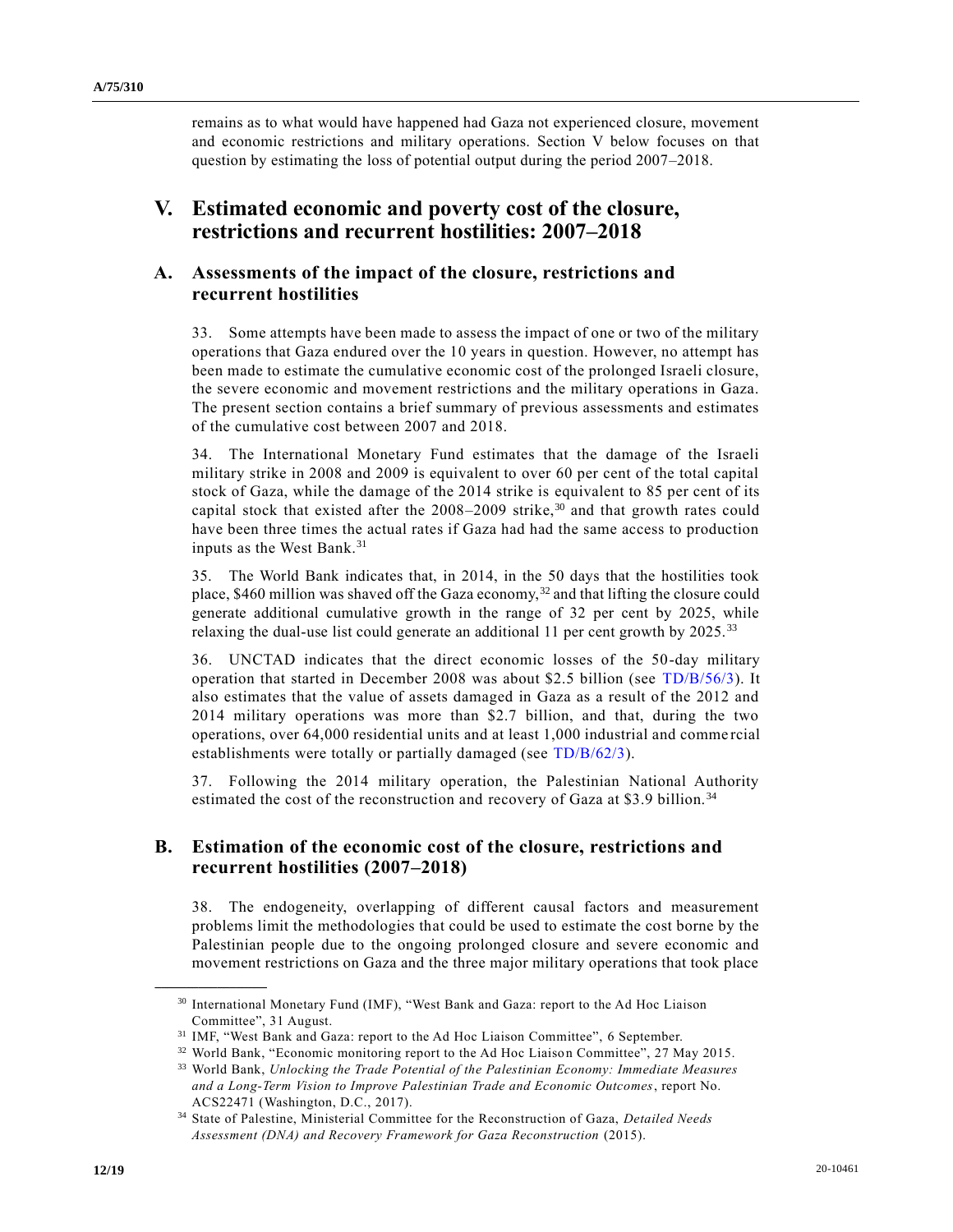remains as to what would have happened had Gaza not experienced closure, movement and economic restrictions and military operations. Section V below focuses on that question by estimating the loss of potential output during the period 2007–2018.

# V. Estimated economic and poverty cost of the closure, restrictions and recurrent hostilities: 2007–2018

## A. Assessments of the impact of the closure, restrictions and recurrent hostilities

33. Some attempts have been made to assess the impact of one or two of the military operations that Gaza endured over the 10 years in question. However, no attempt has been made to estimate the cumulative economic cost of the prolonged Israeli closure, the severe economic and movement restrictions and the military operations in Gaza. The present section contains a brief summary of previous assessments and estimates of the cumulative cost between 2007 and 2018.

34. The International Monetary Fund estimates that the damage of the Israeli military strike in 2008 and 2009 is equivalent to over 60 per cent of the total capital stock of Gaza, while the damage of the 2014 strike is equivalent to 85 per cent of its capital stock that existed after the 2008–2009 strike,[30] and that growth rates could have been three times the actual rates if Gaza had had the same access to production inputs as the West Bank.[31]

35. The World Bank indicates that, in 2014, in the 50 days that the hostilities took place, $460 million was shaved off the Gaza economy,[32] and that lifting the closure could generate additional cumulative growth in the range of 32 per cent by 2025, while relaxing the dual-use list could generate an additional 11 per cent growth by 2025.[33]

36. UNCTAD indicates that the direct economic losses of the 50-day military operation that started in December 2008 was about $2.5 billion (see TD/B/56/3). It also estimates that the value of assets damaged in Gaza as a result of the 2012 and 2014 military operations was more than $2.7 billion, and that, during the two operations, over 64,000 residential units and at least 1,000 industrial and commercial establishments were totally or partially damaged (see TD/B/62/3).

37. Following the 2014 military operation, the Palestinian National Authority estimated the cost of the reconstruction and recovery of Gaza at $3.9 billion.[34]

## B. Estimation of the economic cost of the closure, restrictions and recurrent hostilities (2007–2018)

38. The endogeneity, overlapping of different causal factors and measurement problems limit the methodologies that could be used to estimate the cost borne by the Palestinian people due to the ongoing prolonged closure and severe economic and movement restrictions on Gaza and the three major military operations that took place

---

[30] International Monetary Fund (IMF), "West Bank and Gaza: report to the Ad Hoc Liaison Committee", 31 August.

[31] IMF, "West Bank and Gaza: report to the Ad Hoc Liaison Committee", 6 September.

[32] World Bank, "Economic monitoring report to the Ad Hoc Liaison Committee", 27 May 2015.

[33] World Bank, *Unlocking the Trade Potential of the Palestinian Economy: Immediate Measures and a Long-Term Vision to Improve Palestinian Trade and Economic Outcomes*, report No. ACS22471 (Washington, D.C., 2017).

[34] State of Palestine, Ministerial Committee for the Reconstruction of Gaza, *Detailed Needs Assessment (DNA) and Recovery Framework for Gaza Reconstruction* (2015).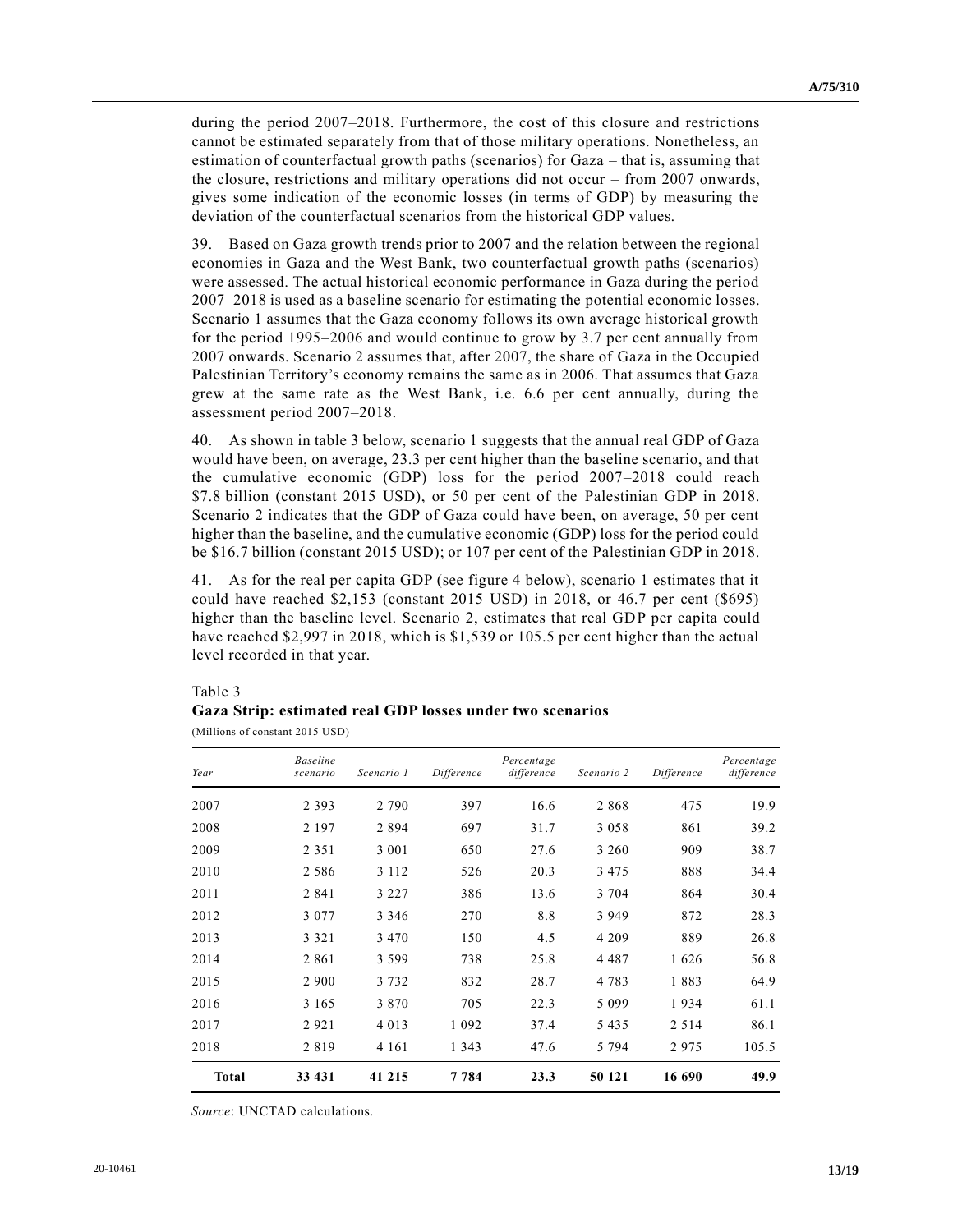during the period 2007–2018. Furthermore, the cost of this closure and restrictions cannot be estimated separately from that of those military operations. Nonetheless, an estimation of counterfactual growth paths (scenarios) for Gaza – that is, assuming that the closure, restrictions and military operations did not occur – from 2007 onwards, gives some indication of the economic losses (in terms of GDP) by measuring the deviation of the counterfactual scenarios from the historical GDP values.

39. Based on Gaza growth trends prior to 2007 and the relation between the regional economies in Gaza and the West Bank, two counterfactual growth paths (scenarios) were assessed. The actual historical economic performance in Gaza during the period 2007–2018 is used as a baseline scenario for estimating the potential economic losses. Scenario 1 assumes that the Gaza economy follows its own average historical growth for the period 1995–2006 and would continue to grow by 3.7 per cent annually from 2007 onwards. Scenario 2 assumes that, after 2007, the share of Gaza in the Occupied Palestinian Territory's economy remains the same as in 2006. That assumes that Gaza grew at the same rate as the West Bank, i.e. 6.6 per cent annually, during the assessment period 2007–2018.

40. As shown in table 3 below, scenario 1 suggests that the annual real GDP of Gaza would have been, on average, 23.3 per cent higher than the baseline scenario, and that the cumulative economic (GDP) loss for the period 2007–2018 could reach \$7.8 billion (constant 2015 USD), or 50 per cent of the Palestinian GDP in 2018. Scenario 2 indicates that the GDP of Gaza could have been, on average, 50 per cent higher than the baseline, and the cumulative economic (GDP) loss for the period could be \$16.7 billion (constant 2015 USD); or 107 per cent of the Palestinian GDP in 2018.

41. As for the real per capita GDP (see figure 4 below), scenario 1 estimates that it could have reached \$2,153 (constant 2015 USD) in 2018, or 46.7 per cent (\$695) higher than the baseline level. Scenario 2, estimates that real GDP per capita could have reached \$2,997 in 2018, which is \$1,539 or 105.5 per cent higher than the actual level recorded in that year.

Table 3
**Gaza Strip: estimated real GDP losses under two scenarios**
(Millions of constant 2015 USD)

| *Year* | *Baseline scenario* | *Scenario 1* | *Difference* | *Percentage difference* | *Scenario 2* | *Difference* | *Percentage difference* |
|---|---|---|---|---|---|---|---|
| 2007 | 2 393 | 2 790 | 397 | 16.6 | 2 868 | 475 | 19.9 |
| 2008 | 2 197 | 2 894 | 697 | 31.7 | 3 058 | 861 | 39.2 |
| 2009 | 2 351 | 3 001 | 650 | 27.6 | 3 260 | 909 | 38.7 |
| 2010 | 2 586 | 3 112 | 526 | 20.3 | 3 475 | 888 | 34.4 |
| 2011 | 2 841 | 3 227 | 386 | 13.6 | 3 704 | 864 | 30.4 |
| 2012 | 3 077 | 3 346 | 270 | 8.8 | 3 949 | 872 | 28.3 |
| 2013 | 3 321 | 3 470 | 150 | 4.5 | 4 209 | 889 | 26.8 |
| 2014 | 2 861 | 3 599 | 738 | 25.8 | 4 487 | 1 626 | 56.8 |
| 2015 | 2 900 | 3 732 | 832 | 28.7 | 4 783 | 1 883 | 64.9 |
| 2016 | 3 165 | 3 870 | 705 | 22.3 | 5 099 | 1 934 | 61.1 |
| 2017 | 2 921 | 4 013 | 1 092 | 37.4 | 5 435 | 2 514 | 86.1 |
| 2018 | 2 819 | 4 161 | 1 343 | 47.6 | 5 794 | 2 975 | 105.5 |
| **Total** | **33 431** | **41 215** | **7 784** | **23.3** | **50 121** | **16 690** | **49.9** |

*Source*: UNCTAD calculations.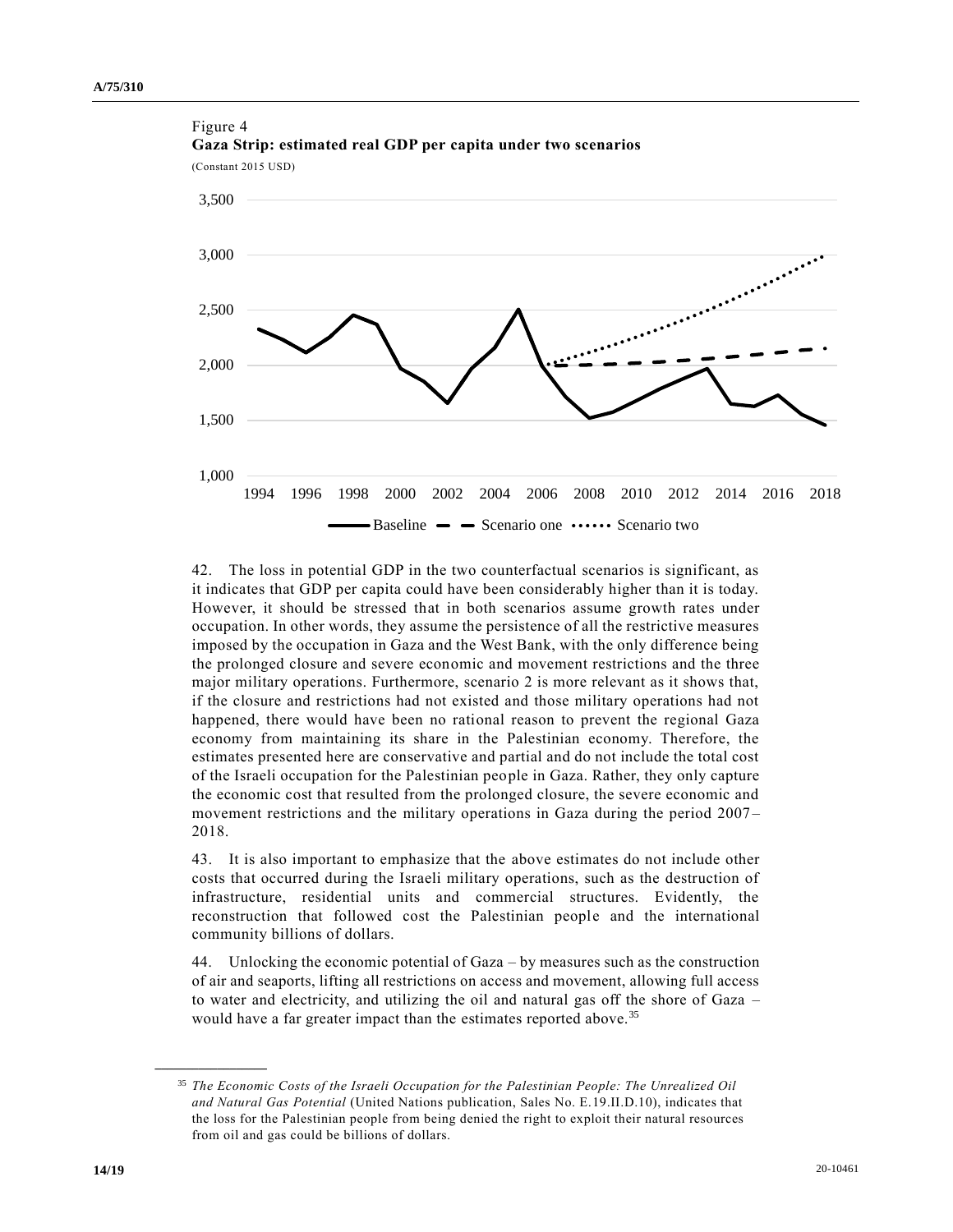Figure 4
**Gaza Strip: estimated real GDP per capita under two scenarios**
(Constant 2015 USD)

42. The loss in potential GDP in the two counterfactual scenarios is significant, as it indicates that GDP per capita could have been considerably higher than it is today. However, it should be stressed that in both scenarios assume growth rates under occupation. In other words, they assume the persistence of all the restrictive measures imposed by the occupation in Gaza and the West Bank, with the only difference being the prolonged closure and severe economic and movement restrictions and the three major military operations. Furthermore, scenario 2 is more relevant as it shows that, if the closure and restrictions had not existed and those military operations had not happened, there would have been no rational reason to prevent the regional Gaza economy from maintaining its share in the Palestinian economy. Therefore, the estimates presented here are conservative and partial and do not include the total cost of the Israeli occupation for the Palestinian people in Gaza. Rather, they only capture the economic cost that resulted from the prolonged closure, the severe economic and movement restrictions and the military operations in Gaza during the period 2007–2018.

43. It is also important to emphasize that the above estimates do not include other costs that occurred during the Israeli military operations, such as the destruction of infrastructure, residential units and commercial structures. Evidently, the reconstruction that followed cost the Palestinian people and the international community billions of dollars.

44. Unlocking the economic potential of Gaza – by measures such as the construction of air and seaports, lifting all restrictions on access and movement, allowing full access to water and electricity, and utilizing the oil and natural gas off the shore of Gaza – would have a far greater impact than the estimates reported above.[35]

[35] *The Economic Costs of the Israeli Occupation for the Palestinian People: The Unrealized Oil and Natural Gas Potential* (United Nations publication, Sales No. E.19.II.D.10), indicates that the loss for the Palestinian people from being denied the right to exploit their natural resources from oil and gas could be billions of dollars.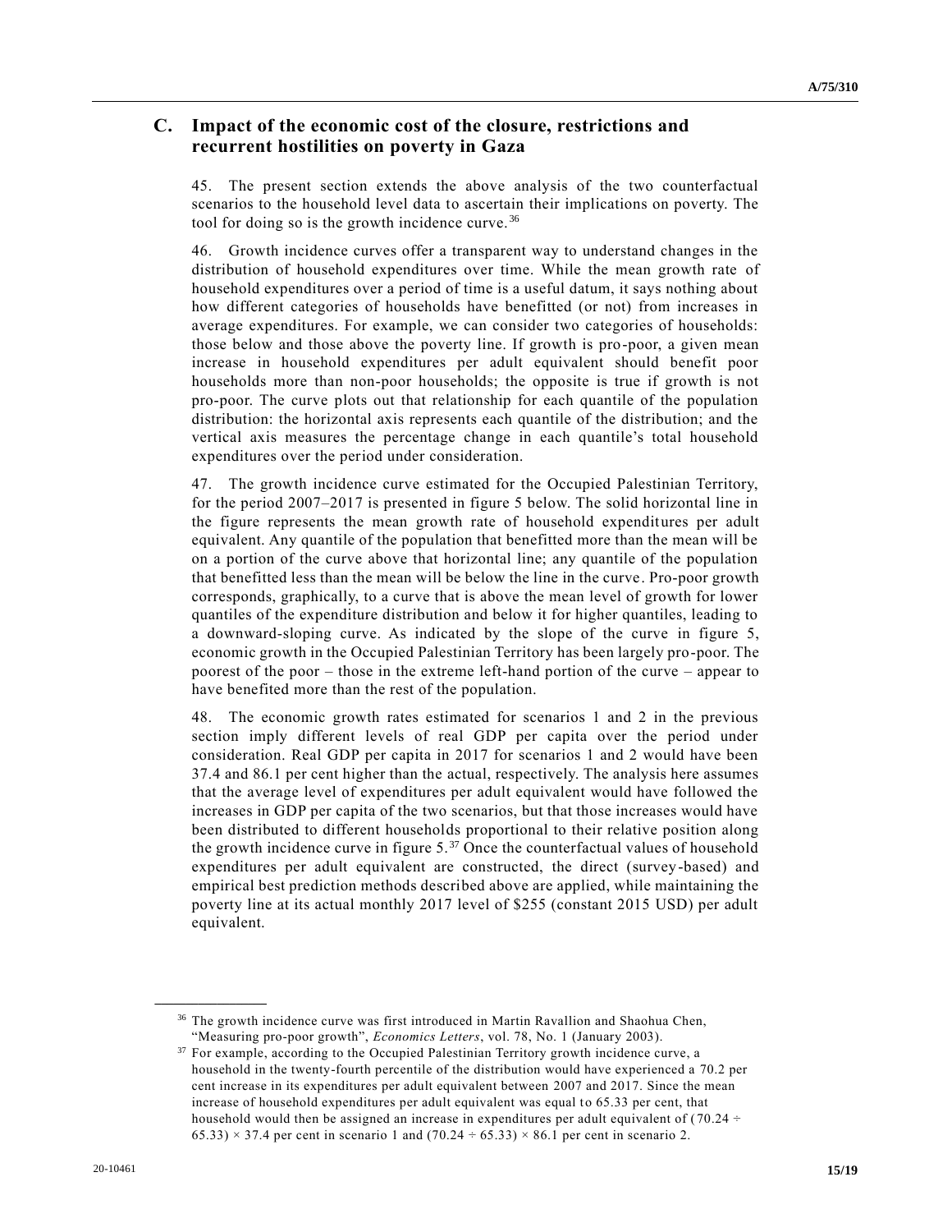## C. Impact of the economic cost of the closure, restrictions and recurrent hostilities on poverty in Gaza

45. The present section extends the above analysis of the two counterfactual scenarios to the household level data to ascertain their implications on poverty. The tool for doing so is the growth incidence curve.[36]

46. Growth incidence curves offer a transparent way to understand changes in the distribution of household expenditures over time. While the mean growth rate of household expenditures over a period of time is a useful datum, it says nothing about how different categories of households have benefitted (or not) from increases in average expenditures. For example, we can consider two categories of households: those below and those above the poverty line. If growth is pro-poor, a given mean increase in household expenditures per adult equivalent should benefit poor households more than non-poor households; the opposite is true if growth is not pro-poor. The curve plots out that relationship for each quantile of the population distribution: the horizontal axis represents each quantile of the distribution; and the vertical axis measures the percentage change in each quantile's total household expenditures over the period under consideration.

47. The growth incidence curve estimated for the Occupied Palestinian Territory, for the period 2007–2017 is presented in figure 5 below. The solid horizontal line in the figure represents the mean growth rate of household expenditures per adult equivalent. Any quantile of the population that benefitted more than the mean will be on a portion of the curve above that horizontal line; any quantile of the population that benefitted less than the mean will be below the line in the curve. Pro-poor growth corresponds, graphically, to a curve that is above the mean level of growth for lower quantiles of the expenditure distribution and below it for higher quantiles, leading to a downward-sloping curve. As indicated by the slope of the curve in figure 5, economic growth in the Occupied Palestinian Territory has been largely pro-poor. The poorest of the poor – those in the extreme left-hand portion of the curve – appear to have benefited more than the rest of the population.

48. The economic growth rates estimated for scenarios 1 and 2 in the previous section imply different levels of real GDP per capita over the period under consideration. Real GDP per capita in 2017 for scenarios 1 and 2 would have been 37.4 and 86.1 per cent higher than the actual, respectively. The analysis here assumes that the average level of expenditures per adult equivalent would have followed the increases in GDP per capita of the two scenarios, but that those increases would have been distributed to different households proportional to their relative position along the growth incidence curve in figure 5.[37] Once the counterfactual values of household expenditures per adult equivalent are constructed, the direct (survey-based) and empirical best prediction methods described above are applied, while maintaining the poverty line at its actual monthly 2017 level of $255 (constant 2015 USD) per adult equivalent.

---

[36] The growth incidence curve was first introduced in Martin Ravallion and Shaohua Chen, "Measuring pro-poor growth", *Economics Letters*, vol. 78, No. 1 (January 2003).

[37] For example, according to the Occupied Palestinian Territory growth incidence curve, a household in the twenty-fourth percentile of the distribution would have experienced a 70.2 per cent increase in its expenditures per adult equivalent between 2007 and 2017. Since the mean increase of household expenditures per adult equivalent was equal to 65.33 per cent, that household would then be assigned an increase in expenditures per adult equivalent of $(70.24 \div 65.33) \times 37.4$ per cent in scenario 1 and $(70.24 \div 65.33) \times 86.1$ per cent in scenario 2.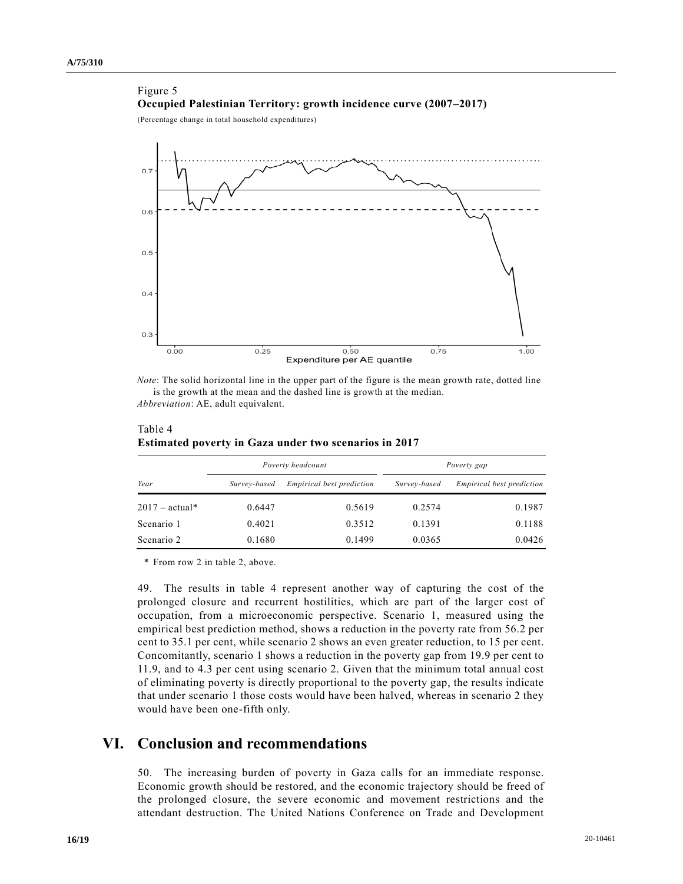Figure 5

**Occupied Palestinian Territory: growth incidence curve (2007–2017)**

(Percentage change in total household expenditures)

*Note*: The solid horizontal line in the upper part of the figure is the mean growth rate, dotted line is the growth at the mean and the dashed line is growth at the median.

*Abbreviation*: AE, adult equivalent.

Table 4

**Estimated poverty in Gaza under two scenarios in 2017**

| | *Poverty headcount* | | *Poverty gap* | |
|---|---|---|---|---|
| *Year* | *Survey-based* | *Empirical best prediction* | *Survey-based* | *Empirical best prediction* |
| 2017 – actual* | 0.6447 | 0.5619 | 0.2574 | 0.1987 |
| Scenario 1 | 0.4021 | 0.3512 | 0.1391 | 0.1188 |
| Scenario 2 | 0.1680 | 0.1499 | 0.0365 | 0.0426 |

\* From row 2 in table 2, above.

49. The results in table 4 represent another way of capturing the cost of the prolonged closure and recurrent hostilities, which are part of the larger cost of occupation, from a microeconomic perspective. Scenario 1, measured using the empirical best prediction method, shows a reduction in the poverty rate from 56.2 per cent to 35.1 per cent, while scenario 2 shows an even greater reduction, to 15 per cent. Concomitantly, scenario 1 shows a reduction in the poverty gap from 19.9 per cent to 11.9, and to 4.3 per cent using scenario 2. Given that the minimum total annual cost of eliminating poverty is directly proportional to the poverty gap, the results indicate that under scenario 1 those costs would have been halved, whereas in scenario 2 they would have been one-fifth only.

# VI. Conclusion and recommendations

50. The increasing burden of poverty in Gaza calls for an immediate response. Economic growth should be restored, and the economic trajectory should be freed of the prolonged closure, the severe economic and movement restrictions and the attendant destruction. The United Nations Conference on Trade and Development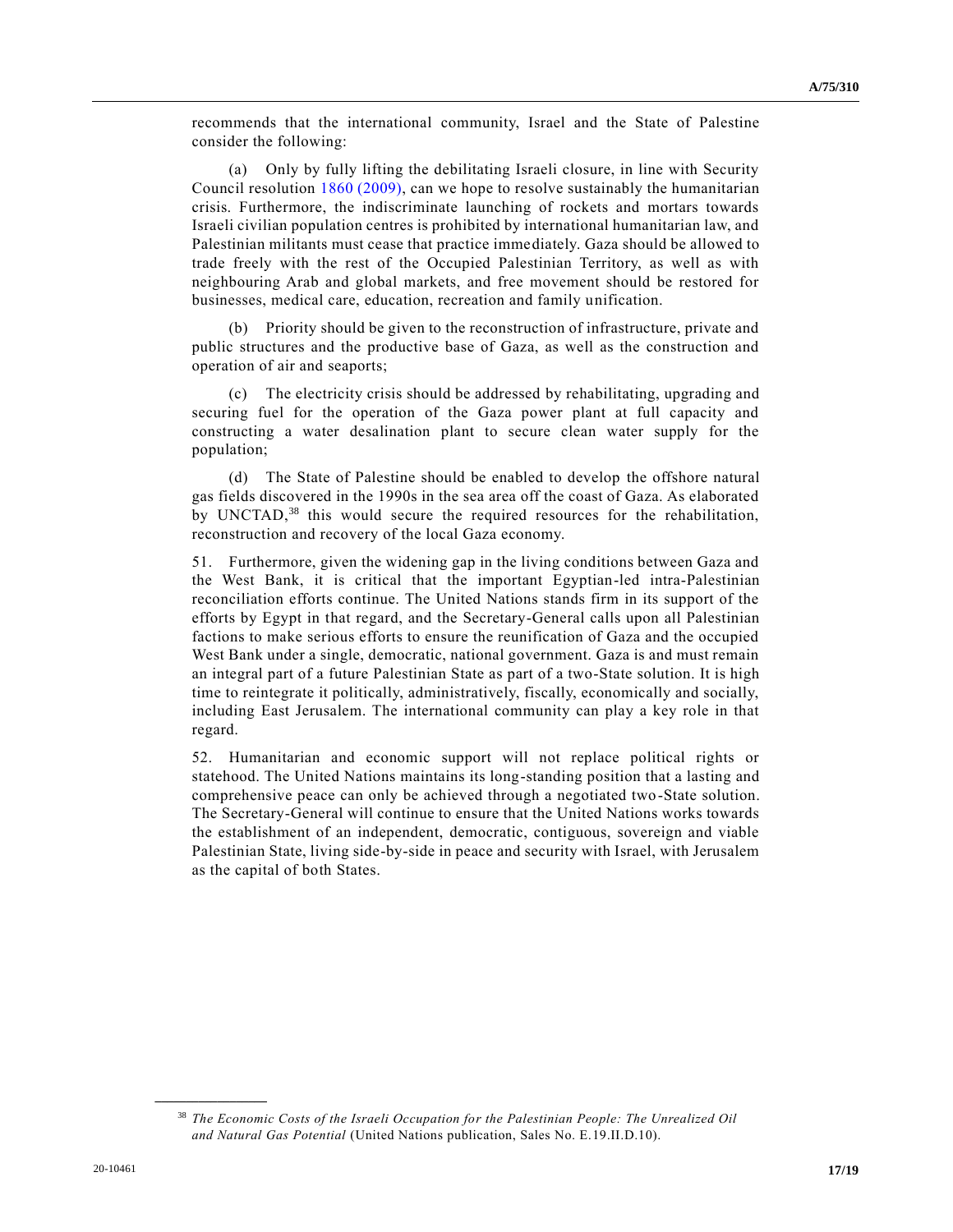recommends that the international community, Israel and the State of Palestine consider the following:

(a) Only by fully lifting the debilitating Israeli closure, in line with Security Council resolution 1860 (2009), can we hope to resolve sustainably the humanitarian crisis. Furthermore, the indiscriminate launching of rockets and mortars towards Israeli civilian population centres is prohibited by international humanitarian law, and Palestinian militants must cease that practice immediately. Gaza should be allowed to trade freely with the rest of the Occupied Palestinian Territory, as well as with neighbouring Arab and global markets, and free movement should be restored for businesses, medical care, education, recreation and family unification.

(b) Priority should be given to the reconstruction of infrastructure, private and public structures and the productive base of Gaza, as well as the construction and operation of air and seaports;

(c) The electricity crisis should be addressed by rehabilitating, upgrading and securing fuel for the operation of the Gaza power plant at full capacity and constructing a water desalination plant to secure clean water supply for the population;

(d) The State of Palestine should be enabled to develop the offshore natural gas fields discovered in the 1990s in the sea area off the coast of Gaza. As elaborated by UNCTAD,[38] this would secure the required resources for the rehabilitation, reconstruction and recovery of the local Gaza economy.

51. Furthermore, given the widening gap in the living conditions between Gaza and the West Bank, it is critical that the important Egyptian-led intra-Palestinian reconciliation efforts continue. The United Nations stands firm in its support of the efforts by Egypt in that regard, and the Secretary-General calls upon all Palestinian factions to make serious efforts to ensure the reunification of Gaza and the occupied West Bank under a single, democratic, national government. Gaza is and must remain an integral part of a future Palestinian State as part of a two-State solution. It is high time to reintegrate it politically, administratively, fiscally, economically and socially, including East Jerusalem. The international community can play a key role in that regard.

52. Humanitarian and economic support will not replace political rights or statehood. The United Nations maintains its long-standing position that a lasting and comprehensive peace can only be achieved through a negotiated two-State solution. The Secretary-General will continue to ensure that the United Nations works towards the establishment of an independent, democratic, contiguous, sovereign and viable Palestinian State, living side-by-side in peace and security with Israel, with Jerusalem as the capital of both States.

---

[38] *The Economic Costs of the Israeli Occupation for the Palestinian People: The Unrealized Oil and Natural Gas Potential* (United Nations publication, Sales No. E.19.II.D.10).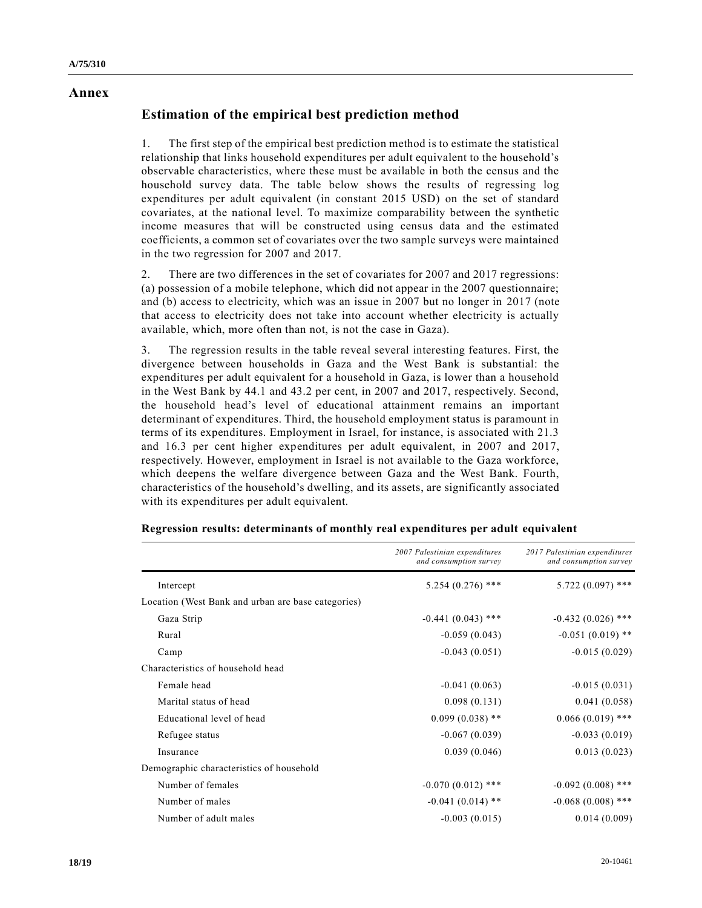# Annex

## Estimation of the empirical best prediction method

1. The first step of the empirical best prediction method is to estimate the statistical relationship that links household expenditures per adult equivalent to the household's observable characteristics, where these must be available in both the census and the household survey data. The table below shows the results of regressing log expenditures per adult equivalent (in constant 2015 USD) on the set of standard covariates, at the national level. To maximize comparability between the synthetic income measures that will be constructed using census data and the estimated coefficients, a common set of covariates over the two sample surveys were maintained in the two regression for 2007 and 2017.

2. There are two differences in the set of covariates for 2007 and 2017 regressions: (a) possession of a mobile telephone, which did not appear in the 2007 questionnaire; and (b) access to electricity, which was an issue in 2007 but no longer in 2017 (note that access to electricity does not take into account whether electricity is actually available, which, more often than not, is not the case in Gaza).

3. The regression results in the table reveal several interesting features. First, the divergence between households in Gaza and the West Bank is substantial: the expenditures per adult equivalent for a household in Gaza, is lower than a household in the West Bank by 44.1 and 43.2 per cent, in 2007 and 2017, respectively. Second, the household head's level of educational attainment remains an important determinant of expenditures. Third, the household employment status is paramount in terms of its expenditures. Employment in Israel, for instance, is associated with 21.3 and 16.3 per cent higher expenditures per adult equivalent, in 2007 and 2017, respectively. However, employment in Israel is not available to the Gaza workforce, which deepens the welfare divergence between Gaza and the West Bank. Fourth, characteristics of the household's dwelling, and its assets, are significantly associated with its expenditures per adult equivalent.

**Regression results: determinants of monthly real expenditures per adult equivalent**

| | *2007 Palestinian expenditures and consumption survey* | *2017 Palestinian expenditures and consumption survey* |
|---|---|---|
| Intercept | 5.254 (0.276) *** | 5.722 (0.097) *** |
| Location (West Bank and urban are base categories) | | |
| Gaza Strip | -0.441 (0.043) *** | -0.432 (0.026) *** |
| Rural | -0.059 (0.043) | -0.051 (0.019) ** |
| Camp | -0.043 (0.051) | -0.015 (0.029) |
| Characteristics of household head | | |
| Female head | -0.041 (0.063) | -0.015 (0.031) |
| Marital status of head | 0.098 (0.131) | 0.041 (0.058) |
| Educational level of head | 0.099 (0.038) ** | 0.066 (0.019) *** |
| Refugee status | -0.067 (0.039) | -0.033 (0.019) |
| Insurance | 0.039 (0.046) | 0.013 (0.023) |
| Demographic characteristics of household | | |
| Number of females | -0.070 (0.012) *** | -0.092 (0.008) *** |
| Number of males | -0.041 (0.014) ** | -0.068 (0.008) *** |
| Number of adult males | -0.003 (0.015) | 0.014 (0.009) |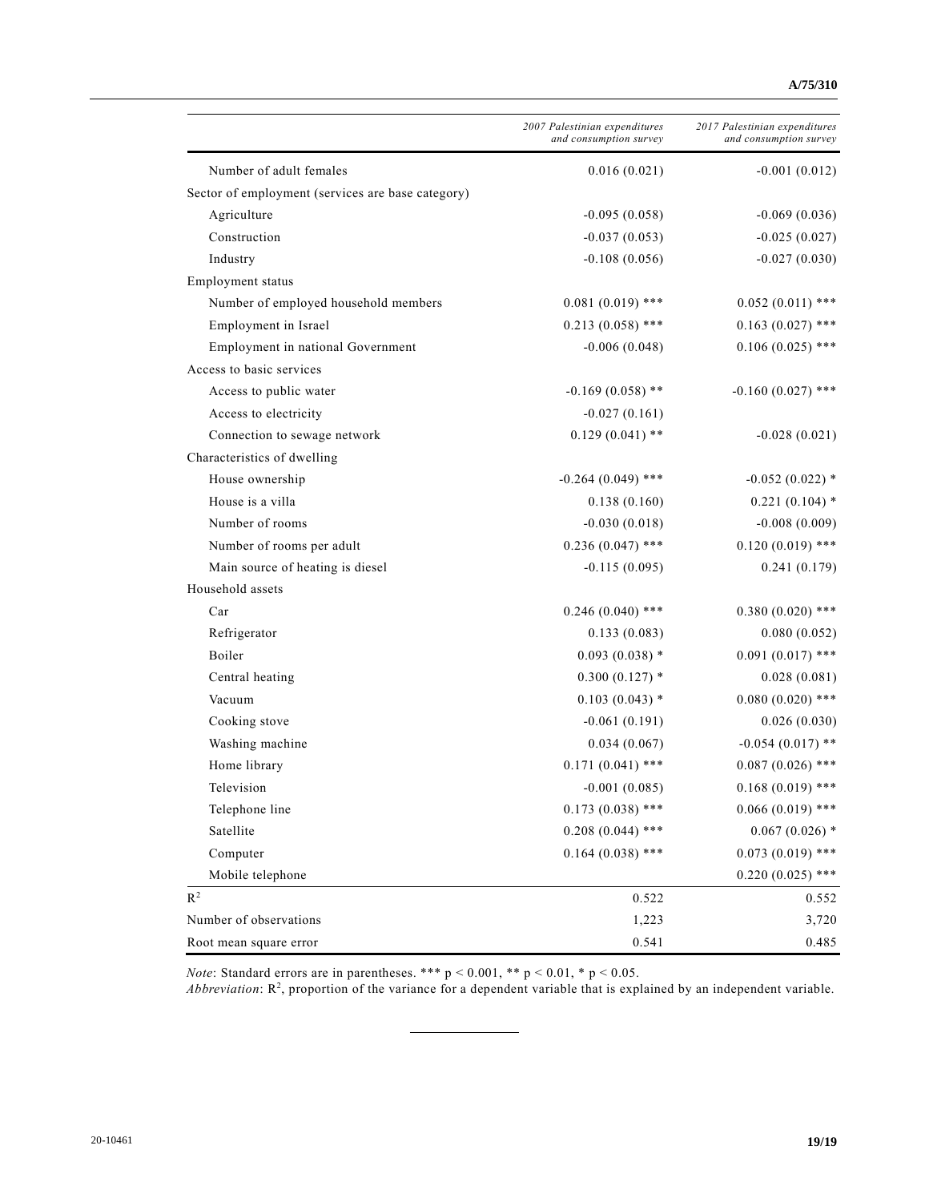| | 2007 Palestinian expenditures and consumption survey | 2017 Palestinian expenditures and consumption survey |
|---|---|---|
| Number of adult females | 0.016 (0.021) | -0.001 (0.012) |
| Sector of employment (services are base category) | | |
| Agriculture | -0.095 (0.058) | -0.069 (0.036) |
| Construction | -0.037 (0.053) | -0.025 (0.027) |
| Industry | -0.108 (0.056) | -0.027 (0.030) |
| Employment status | | |
| Number of employed household members | 0.081 (0.019) *** | 0.052 (0.011) *** |
| Employment in Israel | 0.213 (0.058) *** | 0.163 (0.027) *** |
| Employment in national Government | -0.006 (0.048) | 0.106 (0.025) *** |
| Access to basic services | | |
| Access to public water | -0.169 (0.058) ** | -0.160 (0.027) *** |
| Access to electricity | -0.027 (0.161) | |
| Connection to sewage network | 0.129 (0.041) ** | -0.028 (0.021) |
| Characteristics of dwelling | | |
| House ownership | -0.264 (0.049) *** | -0.052 (0.022) * |
| House is a villa | 0.138 (0.160) | 0.221 (0.104) * |
| Number of rooms | -0.030 (0.018) | -0.008 (0.009) |
| Number of rooms per adult | 0.236 (0.047) *** | 0.120 (0.019) *** |
| Main source of heating is diesel | -0.115 (0.095) | 0.241 (0.179) |
| Household assets | | |
| Car | 0.246 (0.040) *** | 0.380 (0.020) *** |
| Refrigerator | 0.133 (0.083) | 0.080 (0.052) |
| Boiler | 0.093 (0.038) * | 0.091 (0.017) *** |
| Central heating | 0.300 (0.127) * | 0.028 (0.081) |
| Vacuum | 0.103 (0.043) * | 0.080 (0.020) *** |
| Cooking stove | -0.061 (0.191) | 0.026 (0.030) |
| Washing machine | 0.034 (0.067) | -0.054 (0.017) ** |
| Home library | 0.171 (0.041) *** | 0.087 (0.026) *** |
| Television | -0.001 (0.085) | 0.168 (0.019) *** |
| Telephone line | 0.173 (0.038) *** | 0.066 (0.019) *** |
| Satellite | 0.208 (0.044) *** | 0.067 (0.026) * |
| Computer | 0.164 (0.038) *** | 0.073 (0.019) *** |
| Mobile telephone | | 0.220 (0.025) *** |
| $R^2$ | 0.522 | 0.552 |
| Number of observations | 1,223 | 3,720 |
| Root mean square error | 0.541 | 0.485 |

*Note*: Standard errors are in parentheses. *** $p < 0.001$, ** $p < 0.01$, * $p < 0.05$.
*Abbreviation*: $R^2$, proportion of the variance for a dependent variable that is explained by an independent variable.